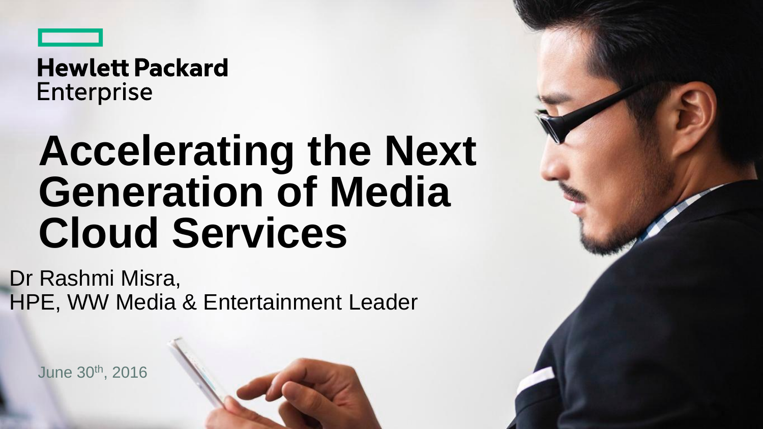Hewlett Packard Enterprise

# Accelerating the Next Generation of Media Cloud Services

Dr Rashmi Misra,
HPE, WW Media & Entertainment Leader

June 30th, 2016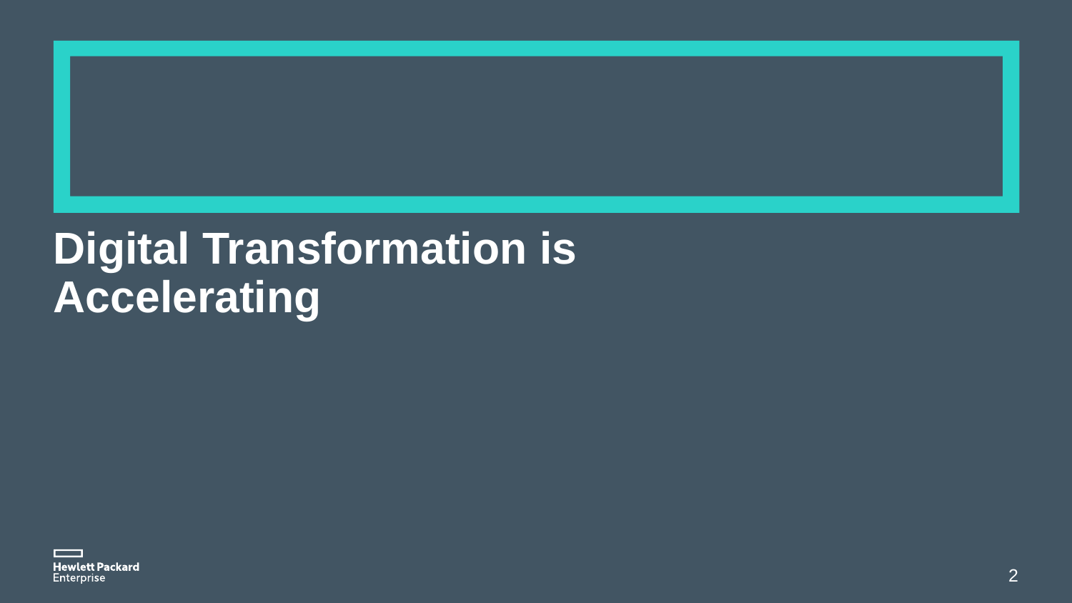# Digital Transformation is Accelerating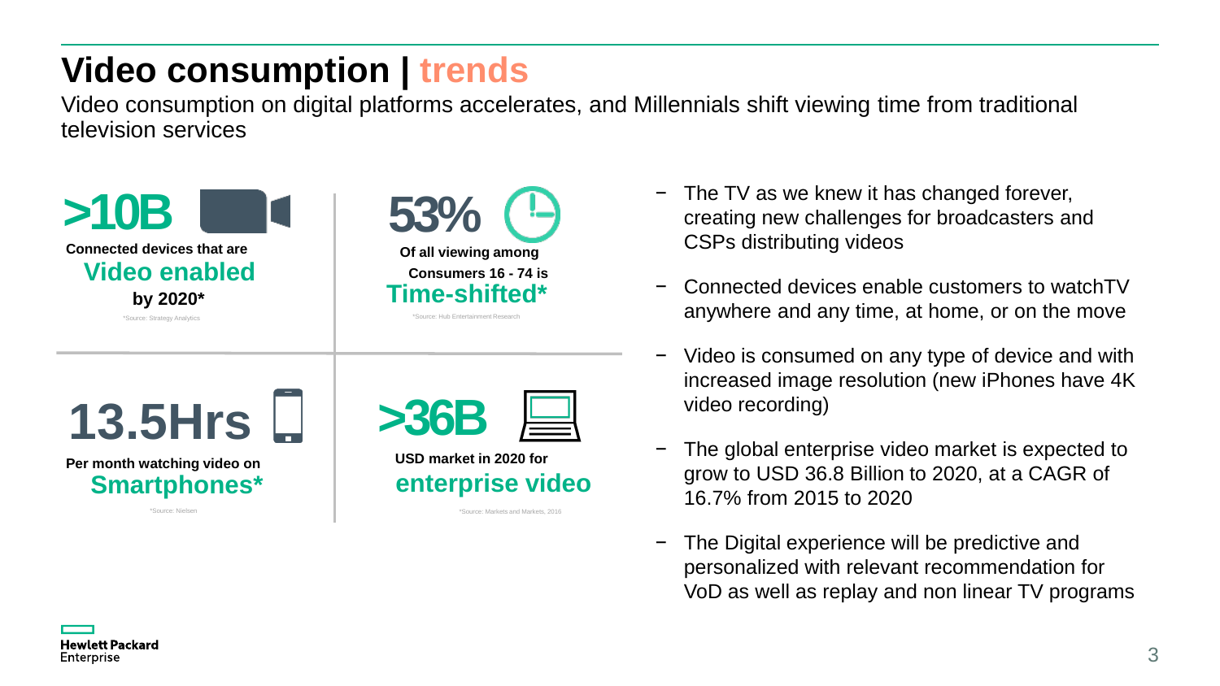# Video consumption | trends

Video consumption on digital platforms accelerates, and Millennials shift viewing time from traditional television services

**>10B**

**Connected devices that are**

**Video enabled**

**by 2020***

*Source: Strategy Analytics

**53%**

**Of all viewing among Consumers 16 - 74 is**

**Time-shifted***

*Source: Hub Entertainment Research

**13.5Hrs**

**Per month watching video on**

**Smartphones***

*Source: Nielsen

**>36B**

**USD market in 2020 for**

**enterprise video**

*Source: Markets and Markets, 2016

- The TV as we knew it has changed forever, creating new challenges for broadcasters and CSPs distributing videos
- Connected devices enable customers to watchTV anywhere and any time, at home, or on the move
- Video is consumed on any type of device and with increased image resolution (new iPhones have 4K video recording)
- The global enterprise video market is expected to grow to USD 36.8 Billion to 2020, at a CAGR of 16.7% from 2015 to 2020
- The Digital experience will be predictive and personalized with relevant recommendation for VoD as well as replay and non linear TV programs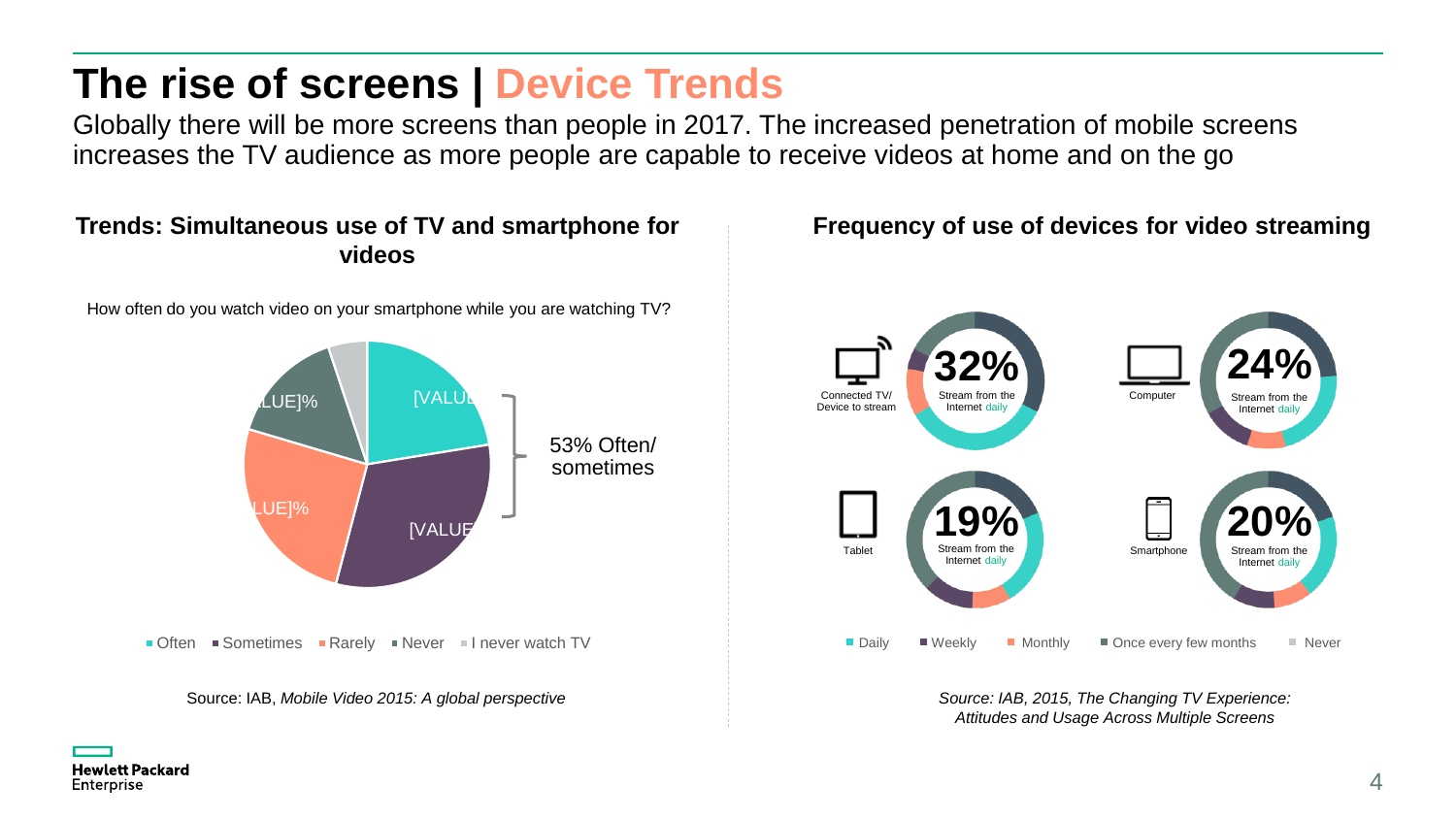# The rise of screens | Device Trends

Globally there will be more screens than people in 2017. The increased penetration of mobile screens increases the TV audience as more people are capable to receive videos at home and on the go

## Trends: Simultaneous use of TV and smartphone for videos

How often do you watch video on your smartphone while you are watching TV?

[VALUE]% [VALUE]% [VALUE]% [VALUE]%

53% Often/ sometimes

Often | Sometimes | Rarely | Never | I never watch TV

Source: IAB, *Mobile Video 2015: A global perspective*

## Frequency of use of devices for video streaming

| Device | Stream from the Internet daily |
| --- | --- |
| Connected TV/ Device to stream | 32% |
| Computer | 24% |
| Tablet | 19% |
| Smartphone | 20% |

Daily | Weekly | Monthly | Once every few months | Never

*Source: IAB, 2015, The Changing TV Experience: Attitudes and Usage Across Multiple Screens*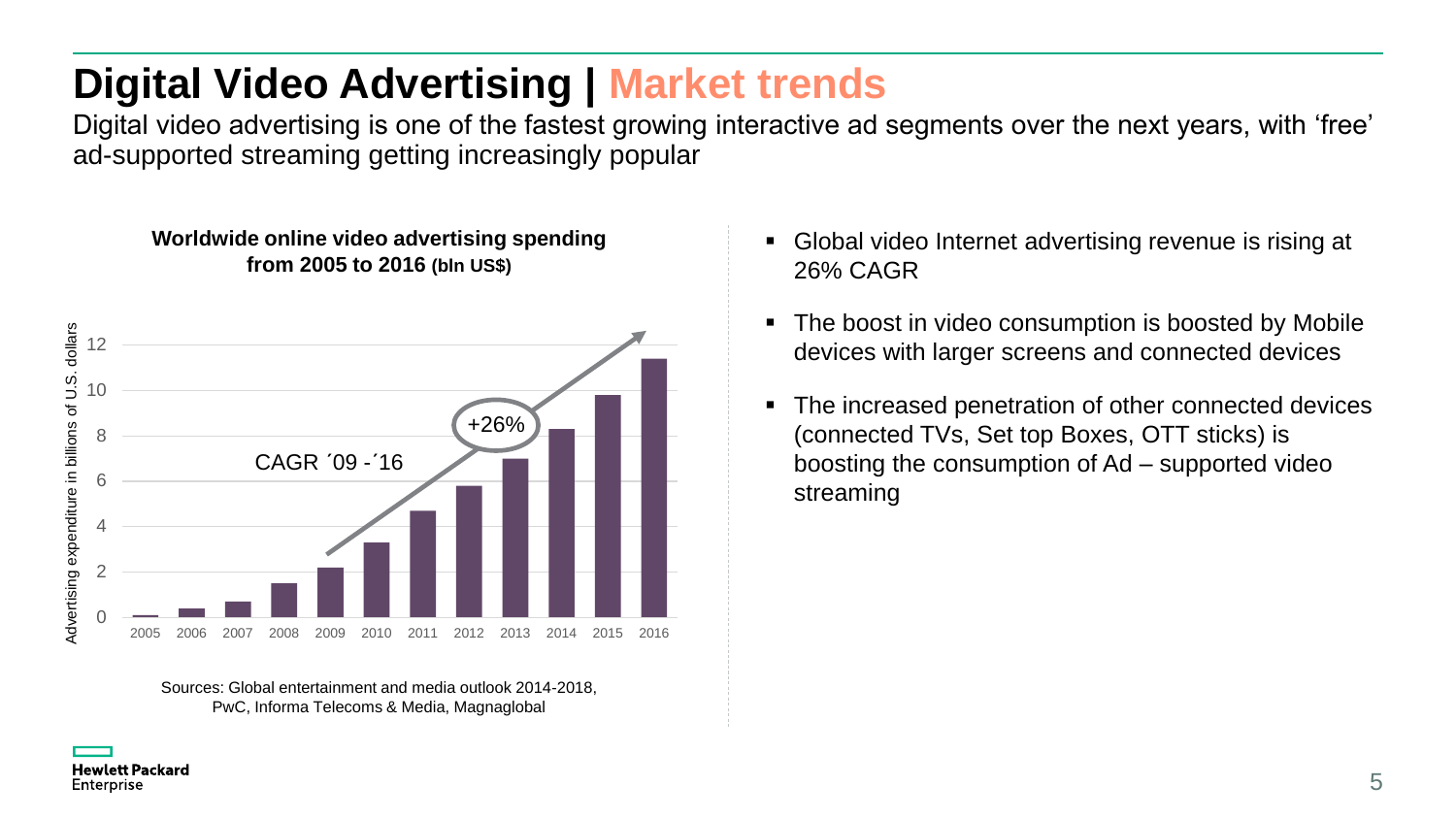# Digital Video Advertising | Market trends

Digital video advertising is one of the fastest growing interactive ad segments over the next years, with 'free' ad-supported streaming getting increasingly popular

**Worldwide online video advertising spending from 2005 to 2016 (bln US$)**

Advertising expenditure in billions of U.S. dollars

CAGR ´09 -´16: +26%

| Year | 2005 | 2006 | 2007 | 2008 | 2009 | 2010 | 2011 | 2012 | 2013 | 2014 | 2015 | 2016 |
|---|---|---|---|---|---|---|---|---|---|---|---|---|

Sources: Global entertainment and media outlook 2014-2018, PwC, Informa Telecoms & Media, Magnaglobal

- Global video Internet advertising revenue is rising at 26% CAGR
- The boost in video consumption is boosted by Mobile devices with larger screens and connected devices
- The increased penetration of other connected devices (connected TVs, Set top Boxes, OTT sticks) is boosting the consumption of Ad – supported video streaming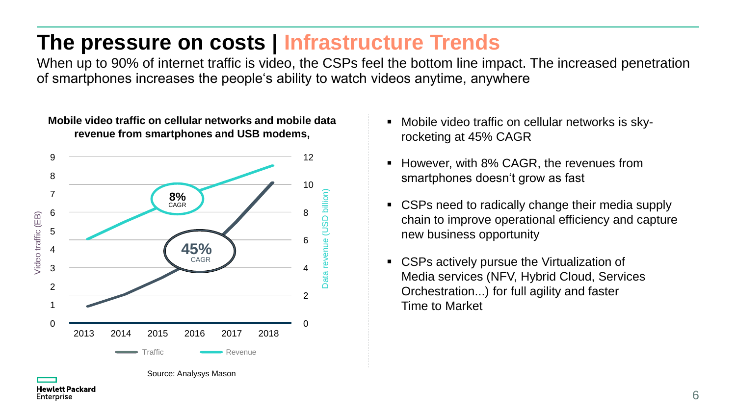# The pressure on costs | Infrastructure Trends

When up to 90% of internet traffic is video, the CSPs feel the bottom line impact. The increased penetration of smartphones increases the people's ability to watch videos anytime, anywhere

**Mobile video traffic on cellular networks and mobile data revenue from smartphones and USB modems,**

Video traffic (EB): 0, 1, 2, 3, 4, 5, 6, 7, 8, 9

Data revenue (USD billion): 0, 2, 4, 6, 8, 10, 12

Years: 2013, 2014, 2015, 2016, 2017, 2018

Revenue: 8% CAGR

Traffic: 45% CAGR

Legend: Traffic, Revenue

Source: Analysys Mason

- Mobile video traffic on cellular networks is sky-rocketing at 45% CAGR
- However, with 8% CAGR, the revenues from smartphones doesn't grow as fast
- CSPs need to radically change their media supply chain to improve operational efficiency and capture new business opportunity
- CSPs actively pursue the Virtualization of Media services (NFV, Hybrid Cloud, Services Orchestration...) for full agility and faster Time to Market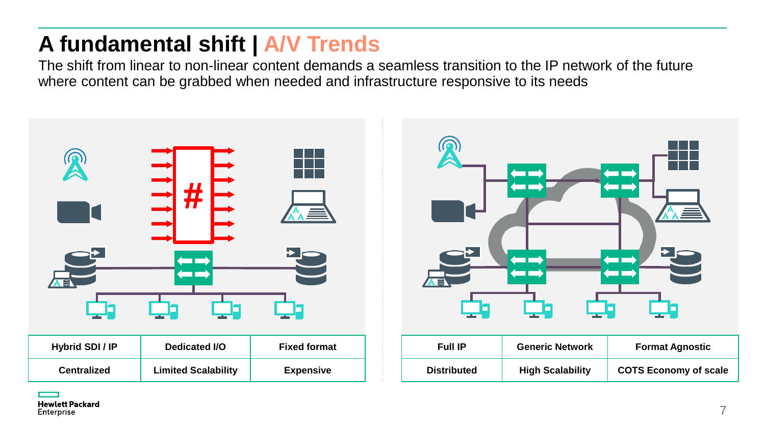# A fundamental shift | A/V Trends

The shift from linear to non-linear content demands a seamless transition to the IP network of the future where content can be grabbed when needed and infrastructure responsive to its needs

| Hybrid SDI / IP | Dedicated I/O | Fixed format |
| --- | --- | --- |
| Centralized | Limited Scalability | Expensive |

| Full IP | Generic Network | Format Agnostic |
| --- | --- | --- |
| Distributed | High Scalability | COTS Economy of scale |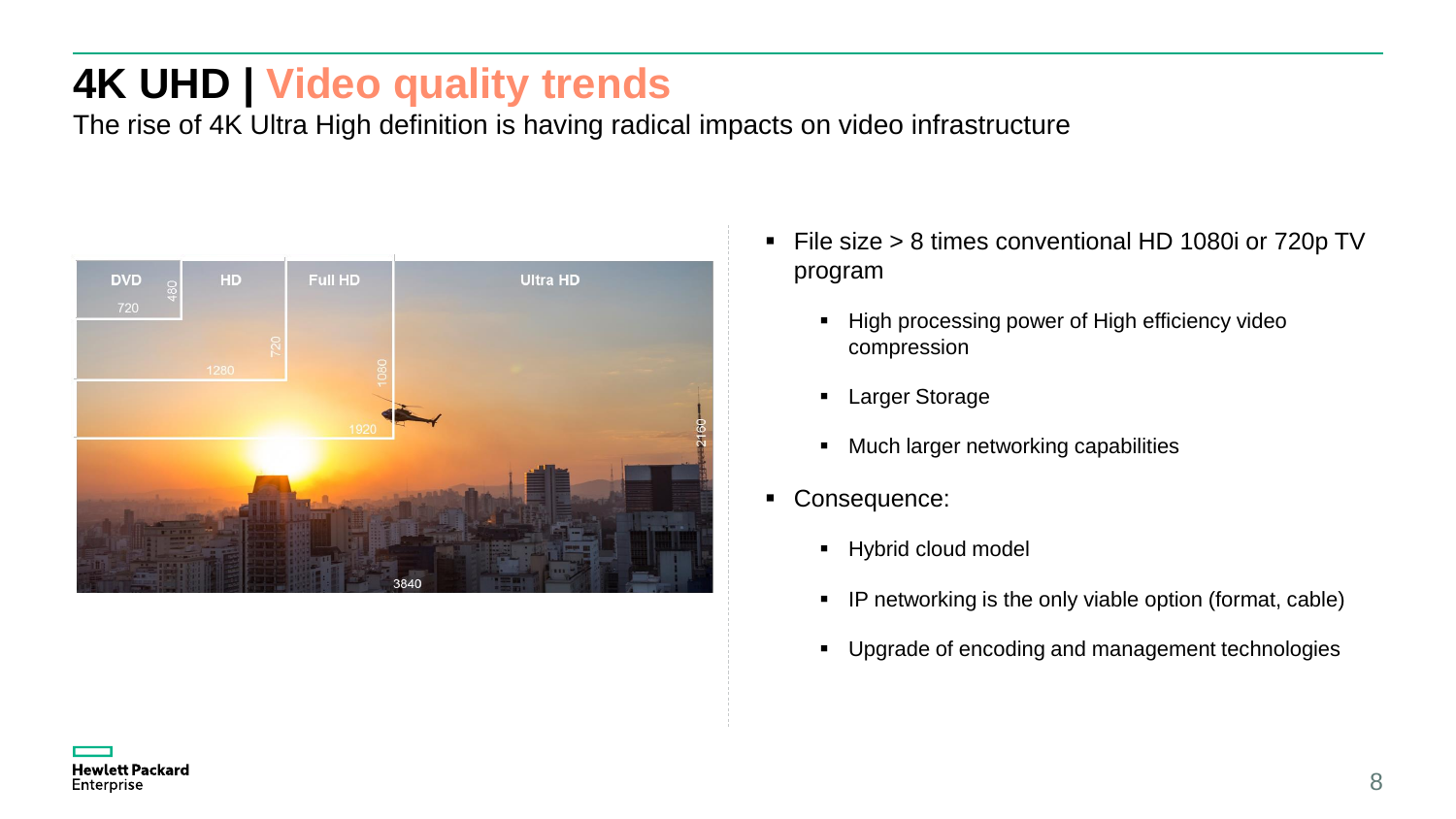# 4K UHD | Video quality trends

The rise of 4K Ultra High definition is having radical impacts on video infrastructure

- File size > 8 times conventional HD 1080i or 720p TV program
  - High processing power of High efficiency video compression
  - Larger Storage
  - Much larger networking capabilities
- Consequence:
  - Hybrid cloud model
  - IP networking is the only viable option (format, cable)
  - Upgrade of encoding and management technologies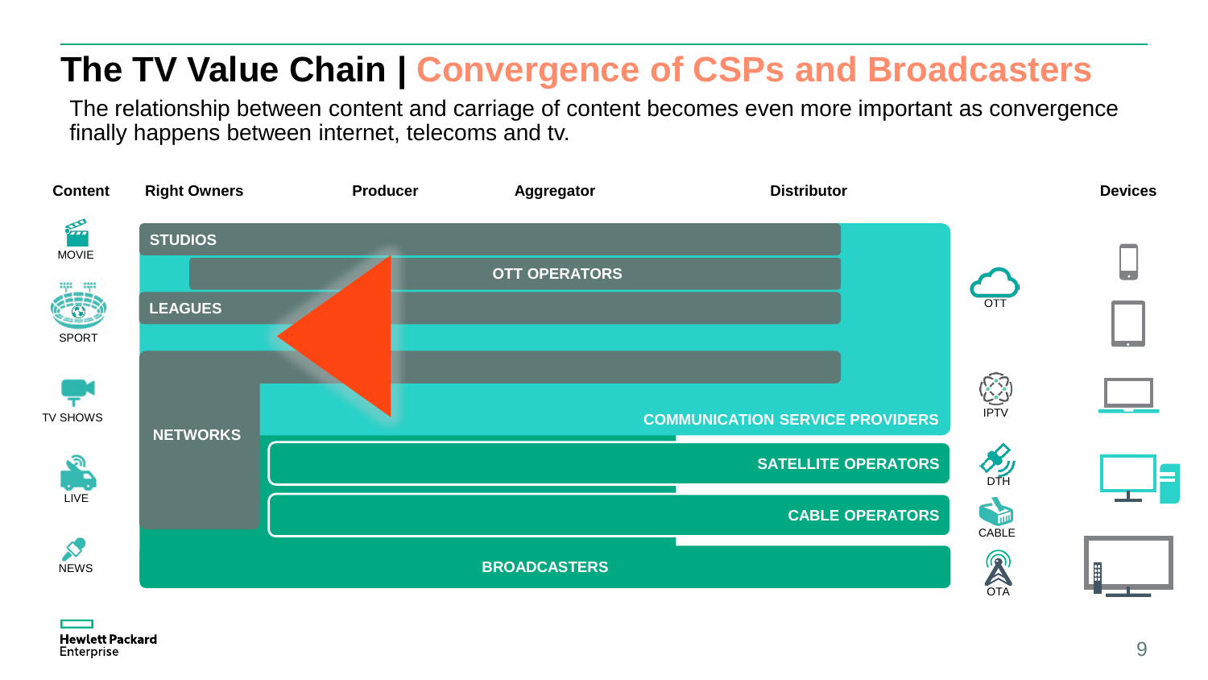# The TV Value Chain | Convergence of CSPs and Broadcasters

The relationship between content and carriage of content becomes even more important as convergence finally happens between internet, telecoms and tv.

Content | Right Owners | Producer | Aggregator | Distributor | Devices

MOVIE
SPORT
TV SHOWS
LIVE
NEWS

STUDIOS
OTT OPERATORS
LEAGUES
NETWORKS
COMMUNICATION SERVICE PROVIDERS
SATELLITE OPERATORS
CABLE OPERATORS
BROADCASTERS

OTT
IPTV
DTH
CABLE
OTA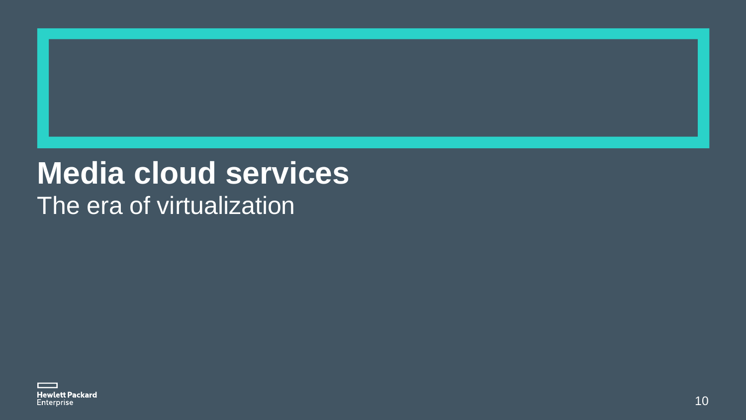# Media cloud services

The era of virtualization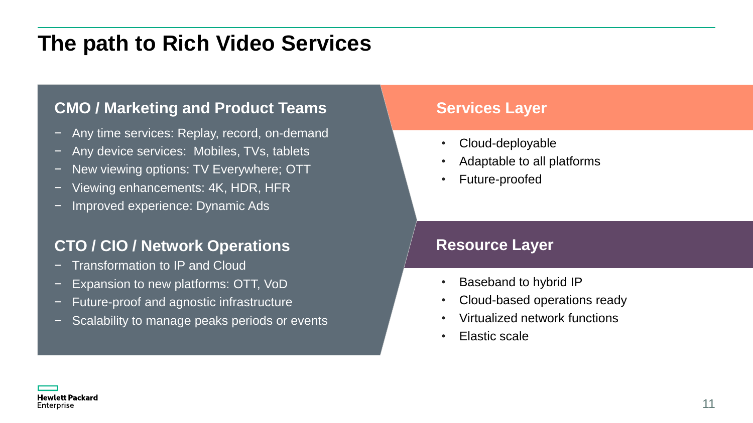# The path to Rich Video Services

## CMO / Marketing and Product Teams

- Any time services: Replay, record, on-demand
- Any device services: Mobiles, TVs, tablets
- New viewing options: TV Everywhere; OTT
- Viewing enhancements: 4K, HDR, HFR
- Improved experience: Dynamic Ads

## CTO / CIO / Network Operations

- Transformation to IP and Cloud
- Expansion to new platforms: OTT, VoD
- Future-proof and agnostic infrastructure
- Scalability to manage peaks periods or events

## Services Layer

- Cloud-deployable
- Adaptable to all platforms
- Future-proofed

## Resource Layer

- Baseband to hybrid IP
- Cloud-based operations ready
- Virtualized network functions
- Elastic scale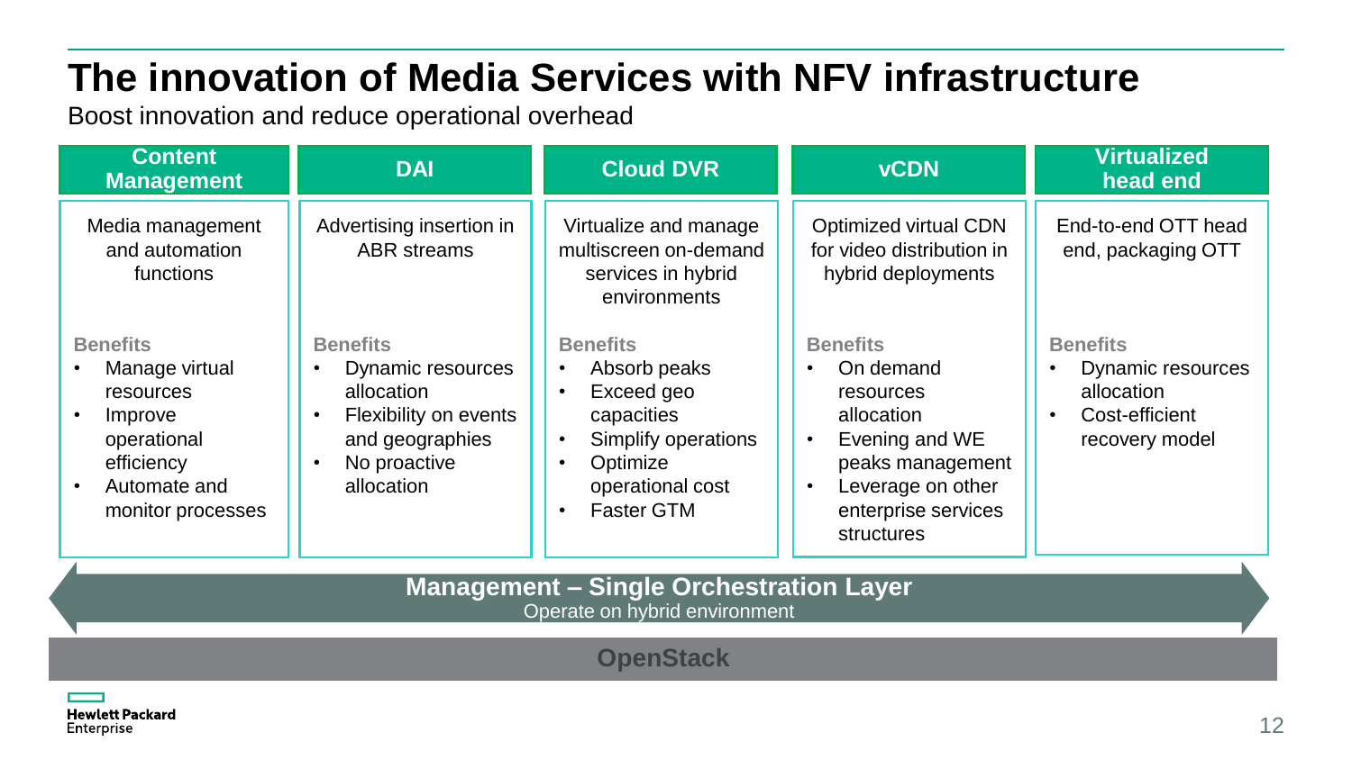# The innovation of Media Services with NFV infrastructure

Boost innovation and reduce operational overhead

## Content Management

Media management and automation functions

**Benefits**

- Manage virtual resources
- Improve operational efficiency
- Automate and monitor processes

## DAI

Advertising insertion in ABR streams

**Benefits**

- Dynamic resources allocation
- Flexibility on events and geographies
- No proactive allocation

## Cloud DVR

Virtualize and manage multiscreen on-demand services in hybrid environments

**Benefits**

- Absorb peaks
- Exceed geo capacities
- Simplify operations
- Optimize operational cost
- Faster GTM

## vCDN

Optimized virtual CDN for video distribution in hybrid deployments

**Benefits**

- On demand resources allocation
- Evening and WE peaks management
- Leverage on other enterprise services structures

## Virtualized head end

End-to-end OTT head end, packaging OTT

**Benefits**

- Dynamic resources allocation
- Cost-efficient recovery model

**Management – Single Orchestration Layer**

Operate on hybrid environment

**OpenStack**

Hewlett Packard Enterprise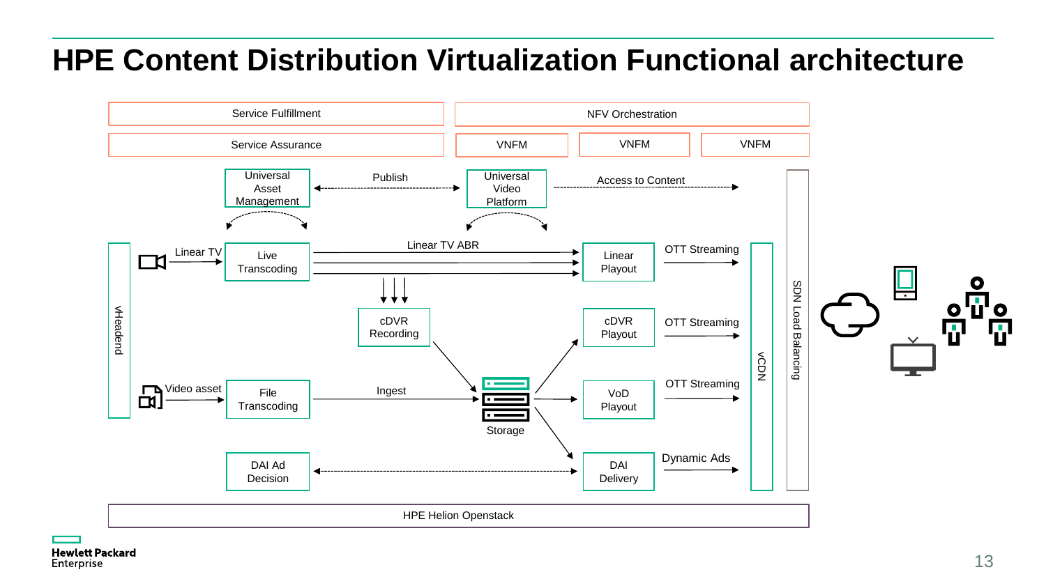# HPE Content Distribution Virtualization Functional architecture

Service Fulfillment

Service Assurance

NFV Orchestration

VNFM | VNFM | VNFM

Universal Asset Management — Publish — Universal Video Platform — Access to Content

vHeadend

Linear TV → Live Transcoding — Linear TV ABR → Linear Playout — OTT Streaming

cDVR Recording → Storage

cDVR Playout — OTT Streaming

Video asset → File Transcoding — Ingest → Storage

VoD Playout — OTT Streaming

DAI Ad Decision ↔ DAI Delivery — Dynamic Ads

vCDN

SDN Load Balancing

HPE Helion Openstack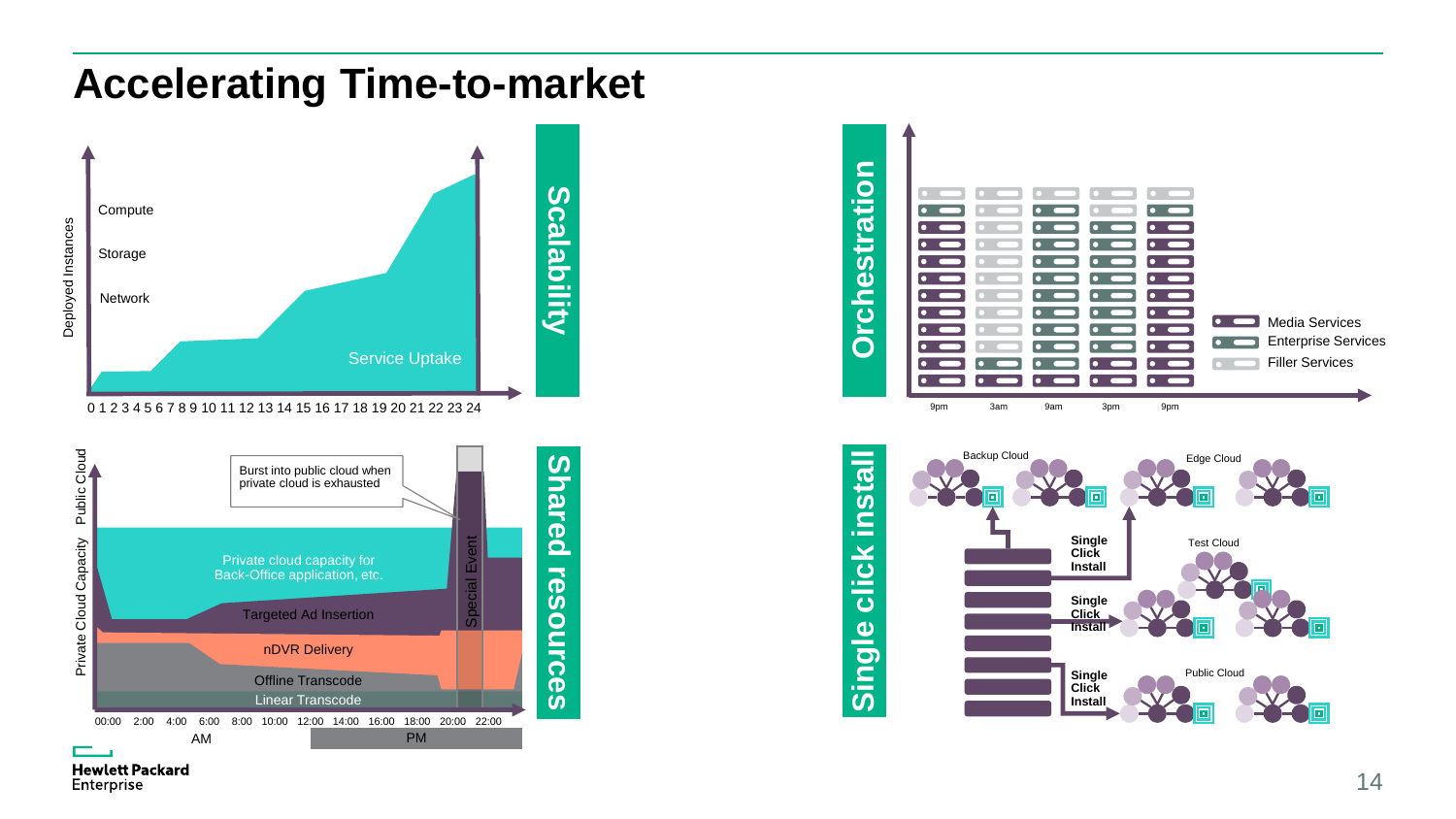# Accelerating Time-to-market

## Scalability

Deployed Instances

Compute

Storage

Network

Service Uptake

0 1 2 3 4 5 6 7 8 9 10 11 12 13 14 15 16 17 18 19 20 21 22 23 24

## Orchestration

Media Services

Enterprise Services

Filler Services

9pm 3am 9am 3pm 9pm

## Shared resources

Private Cloud Capacity Public Cloud

Burst into public cloud when private cloud is exhausted

Private cloud capacity for Back-Office application, etc.

Targeted Ad Insertion

nDVR Delivery

Offline Transcode

Linear Transcode

Special Event

00:00 2:00 4:00 6:00 8:00 10:00 12:00 14:00 16:00 18:00 20:00 22:00

AM PM

## Single click install

Backup Cloud

Edge Cloud

Test Cloud

Public Cloud

Single Click Install

Single Click Install

Single Click Install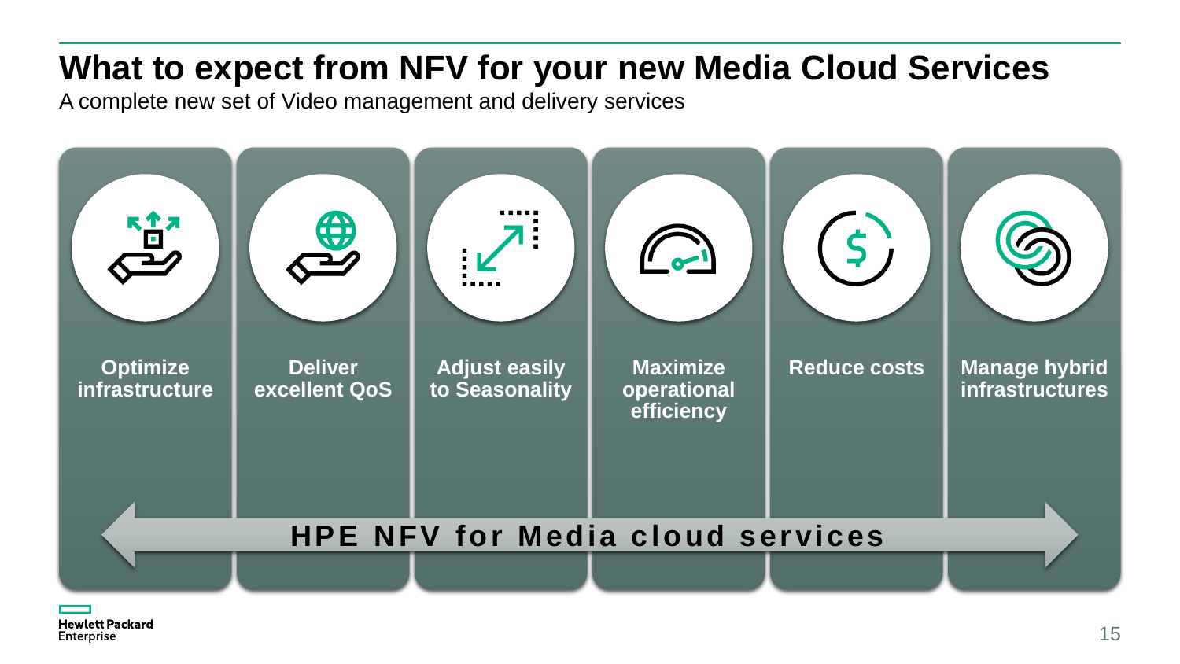# What to expect from NFV for your new Media Cloud Services

A complete new set of Video management and delivery services

- **Optimize infrastructure**
- **Deliver excellent QoS**
- **Adjust easily to Seasonality**
- **Maximize operational efficiency**
- **Reduce costs**
- **Manage hybrid infrastructures**

**HPE NFV for Media cloud services**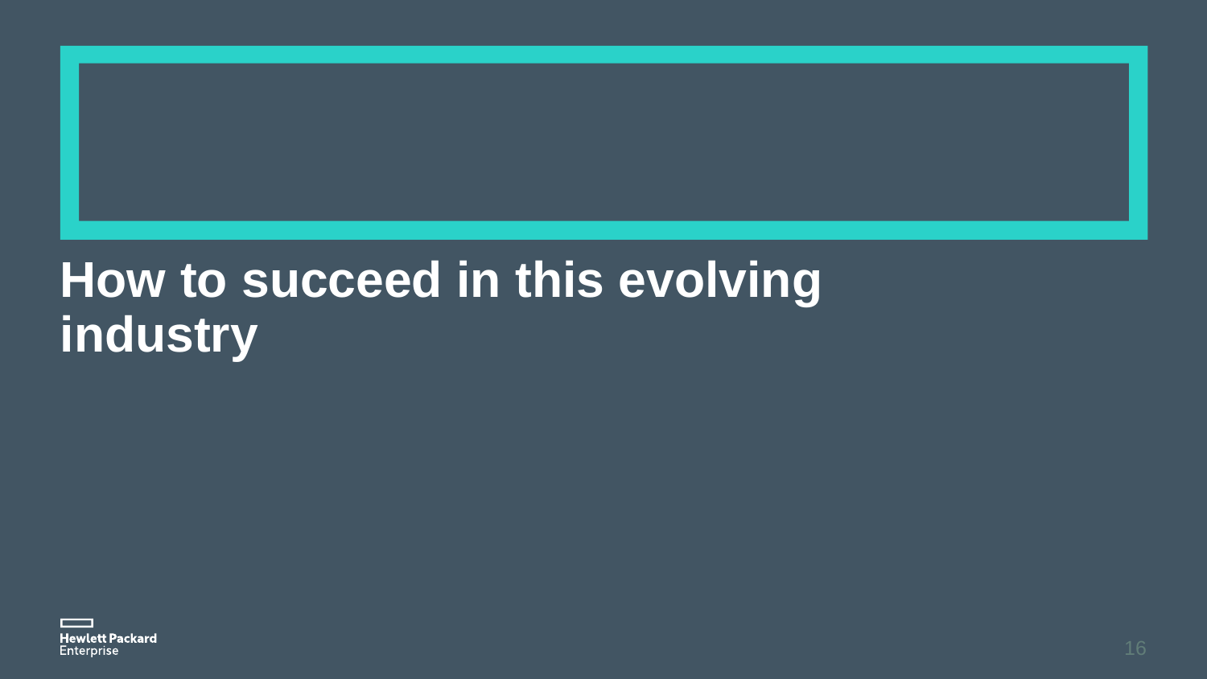# How to succeed in this evolving industry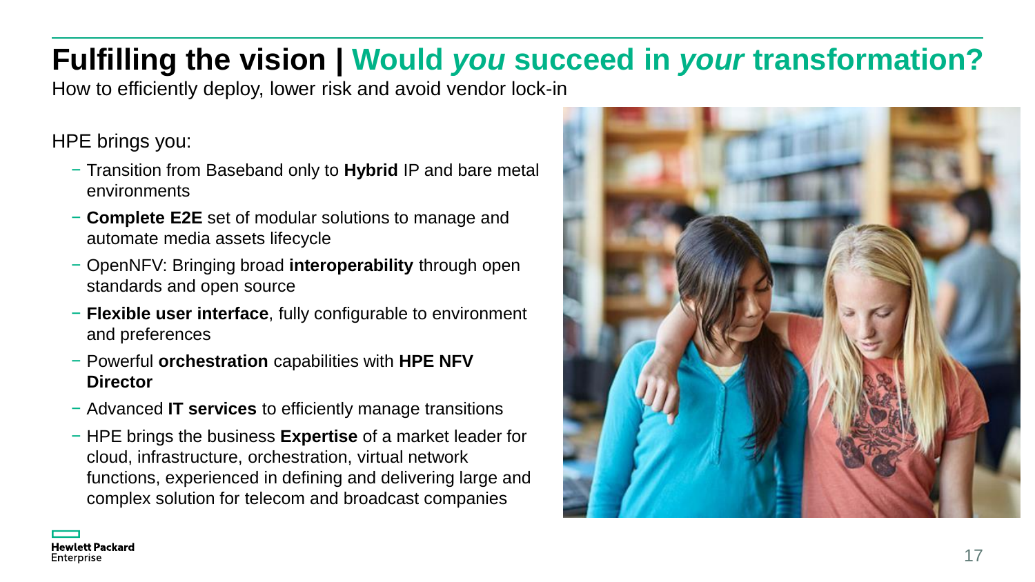# Fulfilling the vision | Would *you* succeed in *your* transformation?

How to efficiently deploy, lower risk and avoid vendor lock-in

HPE brings you:

- Transition from Baseband only to **Hybrid** IP and bare metal environments
- **Complete E2E** set of modular solutions to manage and automate media assets lifecycle
- OpenNFV: Bringing broad **interoperability** through open standards and open source
- **Flexible user interface**, fully configurable to environment and preferences
- Powerful **orchestration** capabilities with **HPE NFV Director**
- Advanced **IT services** to efficiently manage transitions
- HPE brings the business **Expertise** of a market leader for cloud, infrastructure, orchestration, virtual network functions, experienced in defining and delivering large and complex solution for telecom and broadcast companies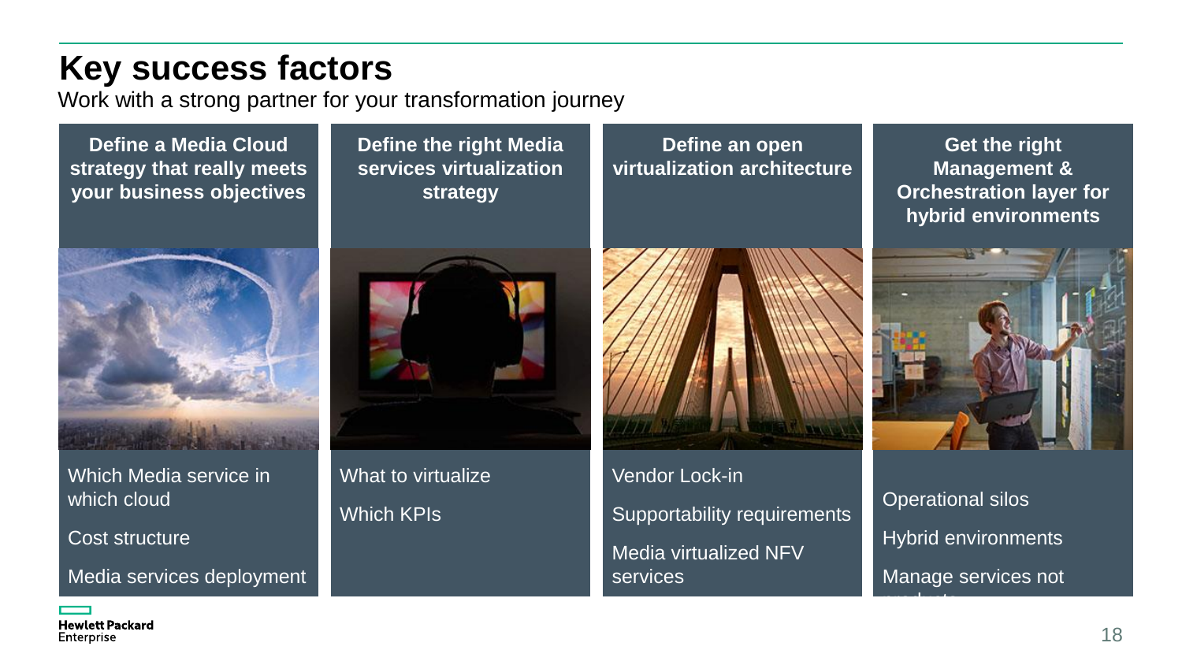# Key success factors

Work with a strong partner for your transformation journey

### Define a Media Cloud strategy that really meets your business objectives

- Which Media service in which cloud
- Cost structure
- Media services deployment

### Define the right Media services virtualization strategy

- What to virtualize
- Which KPIs

### Define an open virtualization architecture

- Vendor Lock-in
- Supportability requirements
- Media virtualized NFV services

### Get the right Management & Orchestration layer for hybrid environments

- Operational silos
- Hybrid environments
- Manage services not products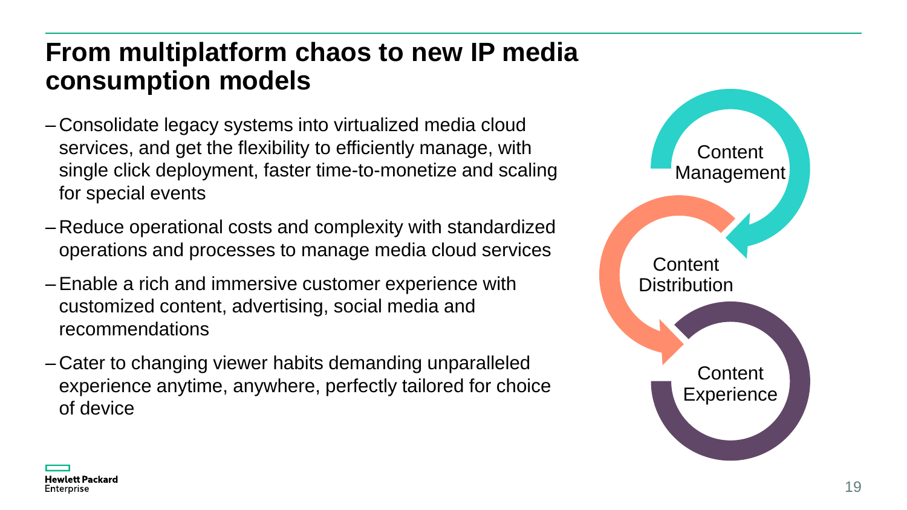# From multiplatform chaos to new IP media consumption models

- Consolidate legacy systems into virtualized media cloud services, and get the flexibility to efficiently manage, with single click deployment, faster time-to-monetize and scaling for special events
- Reduce operational costs and complexity with standardized operations and processes to manage media cloud services
- Enable a rich and immersive customer experience with customized content, advertising, social media and recommendations
- Cater to changing viewer habits demanding unparalleled experience anytime, anywhere, perfectly tailored for choice of device

Content Management

Content Distribution

Content Experience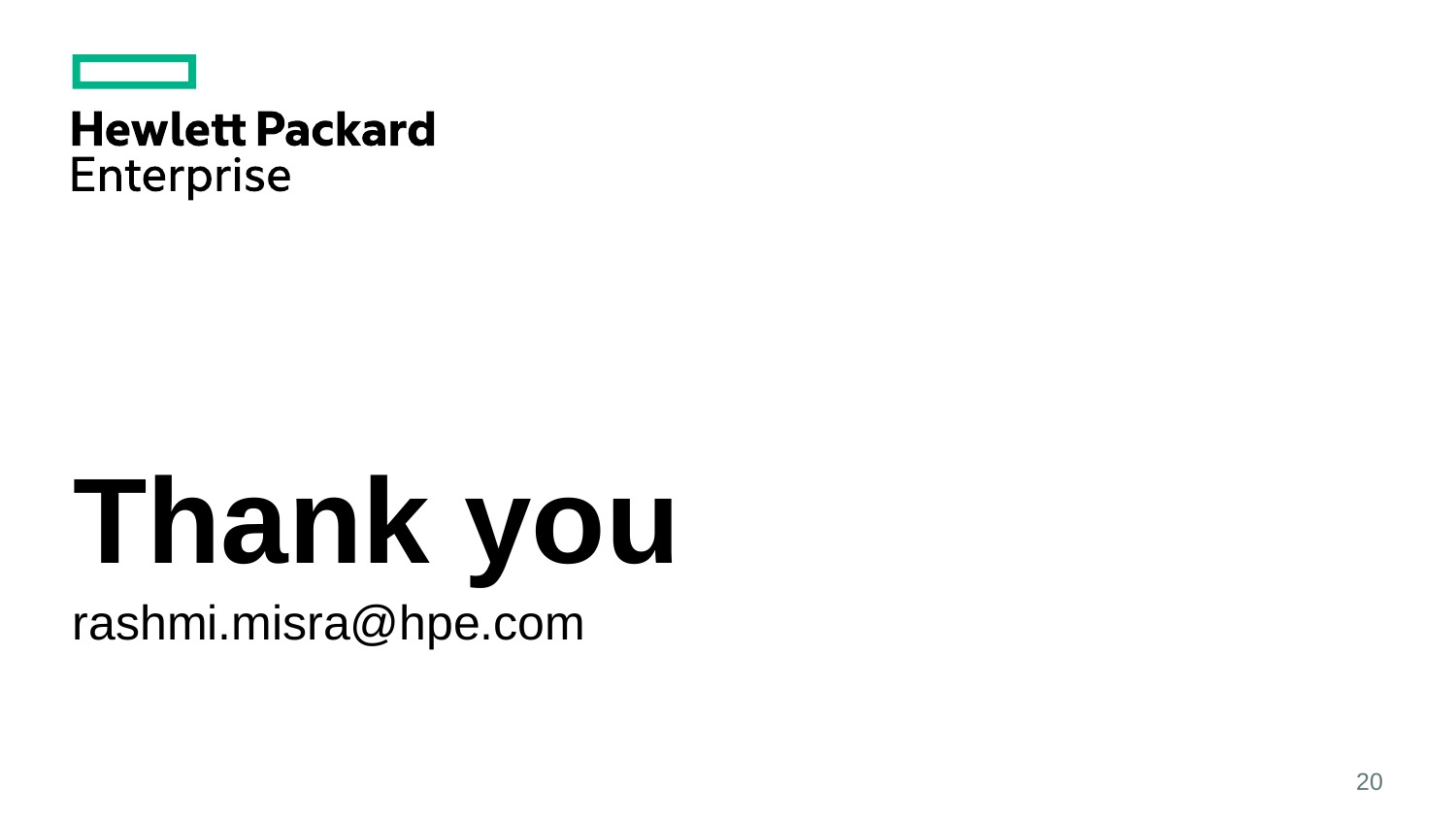Hewlett Packard
Enterprise

# Thank you

rashmi.misra@hpe.com